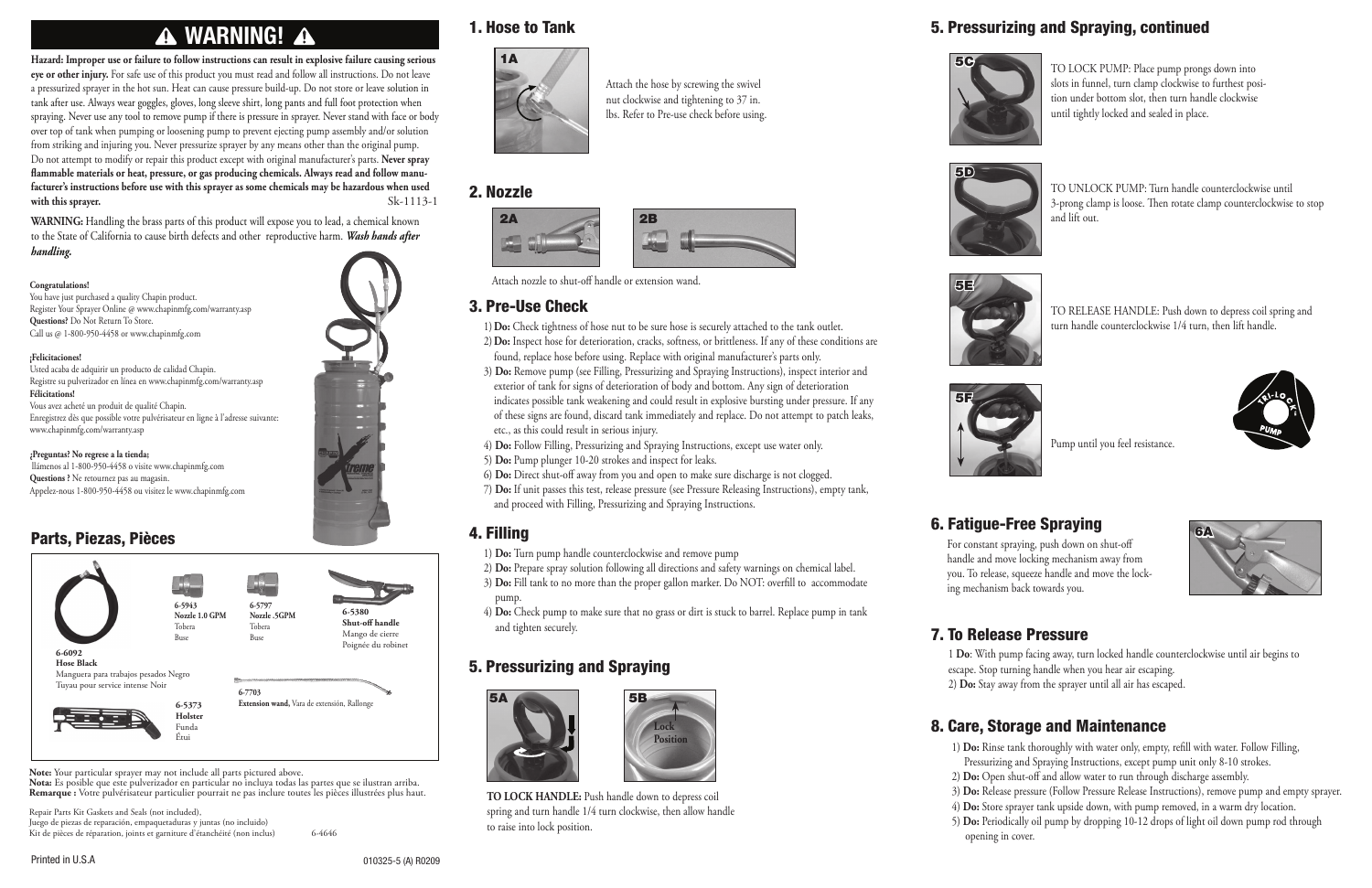# ⚠ WARNING! ⚠

**Hazard: Improper use or failure to follow instructions can result in explosive failure causing serious eye or other injury.** For safe use of this product you must read and follow all instructions. Do not leave a pressurized sprayer in the hot sun. Heat can cause pressure build-up. Do not store or leave solution in tank after use. Always wear goggles, gloves, long sleeve shirt, long pants and full foot protection when spraying. Never use any tool to remove pump if there is pressure in sprayer. Never stand with face or body over top of tank when pumping or loosening pump to prevent ejecting pump assembly and/or solution from striking and injuring you. Never pressurize sprayer by any means other than the original pump. Do not attempt to modify or repair this product except with original manufacturer's parts. **Never spray flammable materials or heat, pressure, or gas producing chemicals. Always read and follow manufacturer's instructions before use with this sprayer as some chemicals may be hazardous when used with this sprayer.** Sk-1113-1

**WARNING:** Handling the brass parts of this product will expose you to lead, a chemical known to the State of California to cause birth defects and other reproductive harm. ***Wash hands after handling.***

**Congratulations!**
You have just purchased a quality Chapin product.
Register Your Sprayer Online @ www.chapinmfg.com/warranty.asp
**Questions?** Do Not Return To Store.
Call us @ 1-800-950-4458 or www.chapinmfg.com

**¡Felicitaciones!**
Usted acaba de adquirir un producto de calidad Chapin.
Registre su pulverizador en línea en www.chapinmfg.com/warranty.asp
**Félicitations!**
Vous avez acheté un produit de qualité Chapin.
Enregistrez dès que possible votre pulvérisateur en ligne à l'adresse suivante: www.chapinmfg.com/warranty.asp

**¿Preguntas? No regrese a la tienda;**
llámenos al 1-800-950-4458 o visite www.chapinmfg.com
**Questions ?** Ne retournez pas au magasin.
Appelez-nous 1-800-950-4458 ou visitez le www.chapinmfg.com

## Parts, Piezas, Pièces

- **6-6092 Hose Black** — Manguera para trabajos pesados Negro — Tuyau pour service intense Noir
- **6-5943 Nozzle 1.0 GPM** — Tobera — Buse
- **6-5797 Nozzle .5GPM** — Tobera — Buse
- **6-5380 Shut-off handle** — Mango de cierre — Poignée du robinet
- **6-5373 Holster** — Funda — Étui
- **6-7703 Extension wand,** Vara de extensión, Rallonge

**Note:** Your particular sprayer may not include all parts pictured above.
**Nota:** Es posible que este pulverizador en particular no incluya todas las partes que se ilustran arriba.
**Remarque :** Votre pulvérisateur particulier pourrait ne pas inclure toutes les pièces illustrées plus haut.

Repair Parts Kit Gaskets and Seals (not included),
Juego de piezas de reparación, empaquetaduras y juntas (no incluido)
Kit de pièces de réparation, joints et garniture d'étanchéité (non inclus) 6-4646

Printed in U.S.A 010325-5 (A) R0209

## 1. Hose to Tank

1A

Attach the hose by screwing the swivel nut clockwise and tightening to 37 in. lbs. Refer to Pre-use check before using.

## 2. Nozzle

2A 2B

Attach nozzle to shut-off handle or extension wand.

## 3. Pre-Use Check

1) **Do:** Check tightness of hose nut to be sure hose is securely attached to the tank outlet.
2) **Do:** Inspect hose for deterioration, cracks, softness, or brittleness. If any of these conditions are found, replace hose before using. Replace with original manufacturer's parts only.
3) **Do:** Remove pump (see Filling, Pressurizing and Spraying Instructions), inspect interior and exterior of tank for signs of deterioration of body and bottom. Any sign of deterioration indicates possible tank weakening and could result in explosive bursting under pressure. If any of these signs are found, discard tank immediately and replace. Do not attempt to patch leaks, etc., as this could result in serious injury.
4) **Do:** Follow Filling, Pressurizing and Spraying Instructions, except use water only.
5) **Do:** Pump plunger 10-20 strokes and inspect for leaks.
6) **Do:** Direct shut-off away from you and open to make sure discharge is not clogged.
7) **Do:** If unit passes this test, release pressure (see Pressure Releasing Instructions), empty tank, and proceed with Filling, Pressurizing and Spraying Instructions.

## 4. Filling

1) **Do:** Turn pump handle counterclockwise and remove pump
2) **Do:** Prepare spray solution following all directions and safety warnings on chemical label.
3) **Do:** Fill tank to no more than the proper gallon marker. Do NOT: overfill to accommodate pump.
4) **Do:** Check pump to make sure that no grass or dirt is stuck to barrel. Replace pump in tank and tighten securely.

## 5. Pressurizing and Spraying

5A 5B Lock Position

**TO LOCK HANDLE:** Push handle down to depress coil spring and turn handle 1/4 turn clockwise, then allow handle to raise into lock position.

## 5. Pressurizing and Spraying, continued

5C

TO LOCK PUMP: Place pump prongs down into slots in funnel, turn clamp clockwise to furthest position under bottom slot, then turn handle clockwise until tightly locked and sealed in place.

5D

TO UNLOCK PUMP: Turn handle counterclockwise until 3-prong clamp is loose. Then rotate clamp counterclockwise to stop and lift out.

5E

TO RELEASE HANDLE: Push down to depress coil spring and turn handle counterclockwise 1/4 turn, then lift handle.

5F

Pump until you feel resistance.

TRI-LOCK PUMP

## 6. Fatigue-Free Spraying

6A

For constant spraying, push down on shut-off handle and move locking mechanism away from you. To release, squeeze handle and move the locking mechanism back towards you.

## 7. To Release Pressure

1 **Do**: With pump facing away, turn locked handle counterclockwise until air begins to escape. Stop turning handle when you hear air escaping.
2) **Do:** Stay away from the sprayer until all air has escaped.

## 8. Care, Storage and Maintenance

1) **Do:** Rinse tank thoroughly with water only, empty, refill with water. Follow Filling, Pressurizing and Spraying Instructions, except pump unit only 8-10 strokes.
2) **Do:** Open shut-off and allow water to run through discharge assembly.
3) **Do:** Release pressure (Follow Pressure Release Instructions), remove pump and empty sprayer.
4) **Do:** Store sprayer tank upside down, with pump removed, in a warm dry location.
5) **Do:** Periodically oil pump by dropping 10-12 drops of light oil down pump rod through opening in cover.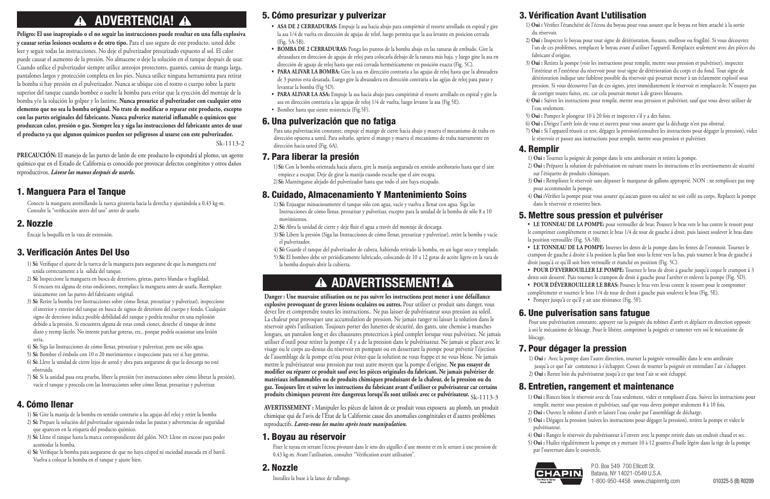# ⚠ ADVERTENCIA! ⚠

**Peligro: El uso inapropiado o el no seguir las instrucciones puede resultar en una falla explosiva y causar serias lesiones oculares o de otro tipo.** Para el uso seguro de este producto, usted debe leer y seguir todas las instrucciones. No deje el pulverizador presurizado expuesto al sol. El calor puede causar el aumento de la presión. No almacene o deje la solución en el tanque después de usar. Cuando utilice el pulverizador siempre utilice anteojos protectores, guantes, camisa de manga larga, pantalones largos y protección completa en los pies. Nunca utilice ninguna herramienta para retirar la bomba si hay presión en el pulverizador. Nunca se ubique con el rostro o cuerpo sobre la parte superior del tanque cuando bombee o suelte la bomba para evitar que la eyección del montaje de la bomba y/o la solución lo golpee y lo lastime. **Nunca presurice el pulverizador con cualquier otro elemento que no sea la bomba original. No trate de modificar o reparar este producto, excepto con las partes originales del fabricante. Nunca pulverice material inflamable o químicos que produzcan calor, presión o gas. Siempre lea y siga las instrucciones del fabricante antes de usar el producto ya que algunos químicos pueden ser peligrosos al usarse con este pulverizador.**

Sk-1113-2

**PRECAUCIÓN:** El manejo de las partes de latón de este producto lo expondrá al plomo, un agente químico que en el Estado de California es conocido por provocar defectos congénitos y otros daños reproductivos. ***Lávese las manos después de usarlo.***

## 1. Manguera Para el Tanque

Conecte la manguera atornillando la tuerca giratoria hacia la derecha y ajustándola a 0,43 kg-m. Consulte la "verificación antes del uso" antes de usarlo.

## 2. Nozzle

Encaje la boquilla en la vara de extensión.

## 3. Verificación Antes Del Uso

1) **Sí:** Verifique el ajuste de la tuerca de la manguera para asegurarse de que la manguera esté unida correctamente a la salida del tanque.
2) **Sí:** Inspeccione la manguera en busca de deterioro, grietas, partes blandas o fragilidad. Si encuen tra alguna de estas ondiciones, reemplace la manguera antes de usarla. Reemplace únicamente con las partes del fabricante original.
3) **Sí:** Retire la bomba (ver Instrucciones sobre cómo llenar, presurizar y pulverizar), inspeccione el interior y exterior del tanque en busca de signos de deterioro del cuerpo y fondo. Cualquier signo de deterioro indica posible debilidad del tanque y podría resultar en una explosión debido a la presión. Si encuentra alguna de estas condi ciones, deseche el tanque de inme diato y reemp lácelo. No intente parchar goteras, etc., porque podría ocasionar una lesión seria.
4) **Sí:** Siga las Instrucciones de cómo llenar, presurizar y pulverizar, pero use sólo agua.
5) **Sí:** Bombee el émbolo con 10 o 20 movimientos e inspeccione para ver si hay goteras.
6) **Sí:** Lleve la unidad de cierre lejos de usted y abra para asegurarse de que la descarga no esté obstruida.
7) **Sí:** Si la unidad pasa esta prueba, libere la presión (ver instrucciones sobre cómo liberar la presión), vacíe el tanque y proceda con las Instrucciones sobre cómo llenar, presurizar y pulverizar.

## 4. Cómo llenar

1) **Sí:** Gire la manija de la bomba en sentido contrario a las agujas del reloj y retire la bomba
2) **Sí:** Prepare la solución del pulverizador siguiendo todas las pautas y advertencias de seguridad que aparecen en la etiqueta del producto químico.
3) **Sí:** Llene el tanque hasta la marca correspondiente del galón. NO: Llene en exceso para poder acomodar la bomba.
4) **Sí:** Verifique la bomba para asegurarse de que no haya césped ni suciedad atascada en el barril. Vuelva a colocar la bomba en el tanque y ajuste bien.

## 5. Cómo presurizar y pulverizar

- **ASA DE 2 CERRADURAS:** Empuje la asa hacia abajo para comprimir el resorte arrollado en espiral y gire la asa 1/4 de vuelta en dirección de agujas de relof, luego permita que la asa levante en posicion cerrada (Fig. 5A-5B).
- **BOMBA DE 2 CERRADURAS:** Ponga los puntos de la bomba abajo en las ranuras de embudo. Gire la abrazadura en direccion de agujas de reloj para colocarla debajo de la ranura más baja, y luego gine la asa en dirección de aguajs de reloj hasta que está cerrada herméticamente en posición exacta (Fig. 5C).
- **PARA ALIVAR LA BOMBA:** Gire la asa en dirección contraria a las agujas de reloj hasta que la abrazadera de 3 puntos esta desatada. Luego gire la abrazadera en dirección contraria a las agujas de reloj para parar y levantar la bomba (Fig 5D).
- **PARA ALIVAR LA ASA:** Empuje la asa hacia abajo para comprimir el resorte arrollado en espiral y gire la asa en dirección contraria a las agujas de reloj 1/4 de vuelta, luego levante la asa (Fig 5E).
- Bombee hasta que siente resistencia (Fig.5F).

## 6. Una pulverización que no fatiga

Para una pulverización constante, empuje el mango de cierre hacia abajo y mueva el mecanismo de traba en dirección opuesta a usted. Para soltarlo, apriete el mango y mueva el mecanismo de traba nuevamente en dirección hacia usted (Fig. 6A).

## 7. Para liberar la presión

1) **Sí:** Con la bomba orientada hacia afuera, gire la manija asegurada en sentido antihorario hasta que el aire empiece a escapar. Deje de girar la manija cuando escuche que el aire escapa.
2) **Sí:** Manténganse alejado del pulverizador hasta que todo el aire haya escapado.

## 8. Cuidado, Almacenamiento Y Mantenimiento Soins

1) **Sí:** Enjuague minuciosamente el tanque sólo con agua, vacíe y vuelva a llenar con agua. Siga las Instrucciones de cómo llenar, presurizar y pulverizar, excepto para la unidad de la bomba de sólo 8 a 10 movimientos.
2) **Sí:** Abra la unidad de cierre y deje fluir el agua a través del montaje de descarga.
3) **Sí:** Libere la presión (Siga las Instrucciones de cómo llenar, presurizar y pulverizar), retire la bomba y vacíe el pulverizador.
4) **Sí:** Guarde el tanque del pulverizador de cabeza, habiendo retirado la bomba, en un lugar seco y templado.
5) **Sí:** El bombeo debe ser periódicamente lubricado, colocando de 10 a 12 gotas de aceite ligero en la vara de la bomba después abrir la cubierta.

# ⚠ ADAVERTISSEMENT! ⚠

**Danger : Une mauvaise utilisation ou ne pas suivre les instructions peut mener à une défaillance explosive provoquant de graves lésions oculaires ou autres.** Pour utiliser ce produit sans danger, vous devez lire et comprendre toutes les instructions.. Ne pas laisser de pulvérisateur sous pression au soleil. La chaleur peut provoquer une accumulation de pression. Ne jamais ranger ni laisser la solution dans le réservoir après l'utilisation. Toujours porter des lunettes de sécurité, des gants, une chemise à manches longues, un pantalon long et des chaussures protectrices à pied complet lorsque vous pulvérisez. Ne jamais utiliser d'outil pour retirer la pompe s'il y a de la pression dans le pulvérisateur. Ne jamais se placer avec le visage ou le corps au-dessus du réservoir en pompant ou en desserrant la pompe pour prévenir l'éjection de l'assemblage de la pompe et/ou pour éviter que la solution ne vous frappe et ne vous blesse. Ne jamais mettre le pulvérisateur sous pression par tout autre moyen que la pompe d'origine. **Ne pas essayer de modifier ou réparer ce produit sauf avec les pièces originales du fabricant. Ne jamais pulvériser de matériaux inflammables ou de produits chimiques produisant de la chaleur, de la pression ou du gaz. Toujours lire et suivre les instructions du fabricant avant d'utiliser ce pulvérisateur car certains produits chimiques peuvent être dangereux lorsqu'ils sont utilisés avec ce pulvérisateur.** Sk-1113-3

**AVERTISSEMENT :** Manipuler les pièces de laiton de ce produit vous exposera au plomb, un produit chimique qui de l'avis de l'État de la Californie cause des anomalies congénitales et d'autres problèmes reproductifs. ***Lavez-vous les mains après toute manipulation.***

## 1. Boyau au réservoir

Fixer le tuyau en serrant l'écrou pivotant dans le sens des aiguilles d'une montre et en le serrant à une pression de 0,43 kg-m. Avant l'utilisation, consulter "Vérification avant utilisation".

## 2. Nozzle

Installez la buse à la lance de rallonge.

## 3. Vérification Avant L'utilisation

1) **Oui :** Vérifiez l'étanchéité de l'écrou du boyau pour vous assurer que le boyau est bien attaché à la sortie du réservoir.
2) **Oui :** Inspectez le boyau pour tout signe de détérioration, fissures, mollesse ou fragilité. Si vous découvrez l'un de ces problèmes, remplacez le boyau avant d'utiliser l'appareil. Remplacez seulement avec des pièces du fabricant d'origine.
3) **Oui :** Retirez la pompe (voir les instructions pour remplir, mettre sous pression et pulvériser), inspectez l'intérieur et l'extérieur du réservoir pour tout signe de détérioration du corps et du fond. Tout signe de détérioration indique une faiblesse possible du réservoir qui pourrait mener à un éclatement explosif sous pression. Si vous découvrez l'un de ces signes, jetez immédiatement le réservoir et remplacez-le. N'essayez pas de corriger toutes fuites, etc. car cela pourrait mener à de graves blessures.
4) **Oui :** Suivez les instructions pour remplir, mettre sous pression et pulvériser, sauf que vous devez utiliser de l'eau seulement.
5) **Oui :** Pompez le plongeur 10 à 20 fois et inspectez s'il y a des fuites.
6) **Oui :** Dirigez l'arrêt loin de vous et ouvrez pour vous assurer que la décharge n'est pas obstrué.
7) **Oui :** Si l'appareil réussit ce test, dégagez la pression(consultez les instructions pour dégager la pression), videz le réservoir et passez aux instructions pour remplir, mettre sous pression et pulvériser.

## 4. Remplir

1) **Oui :** Tournez la poignée de pompe dans le sens antihoraire et retirez la pompe.
2) **Oui :** Préparez la solution de pulvérisation en suivant toutes les instructions et les avertissements de sécurité sur l'étiquette de produits chimiques.
3) **Oui :** Remplissez le réservoir sans dépasser le marqueur de gallons approprié. NON : ne remplissez pas trop pour accommoder la pompe.
4) **Oui :** Vérifiez la pompe pour vous assurer qu'aucun gazon ou saleté ne soit collé au corps. Replacez la pompe dans le réservoir et resserrez bien.

## 5. Mettre sous pression et pulvériser

- **LE TONNEAU DE LA POMPE:** pour verrouiller de bras: Poussez le bras vers le bas contre le ressort pour le comprimer complétement et tournez le bras 1/4 de tour de gauche à droit, puis laissez soulever le bras dans la position verrouillée (Fig. 5A-5B).
- **LE TONNEAU DE LA POMPE:** Insersez les dents de la pompe dans les fentes de l'entonnoir. Tournez le crampon de gauche à droite à la position la plus lion sous la fente vers la bas, puis tournez le bras de gauche à droit jusqu'à ce qu'il soit bien verrouillé et étanché en position (Fig. 5C).
- **POUR D'EVERROUILLER LE POMPE:** Tournez le bras de droit à gauche jusqu'à ceque le crampon à 3 dents soit desserré. Puis tournez le crampon de droit à gauche pour l'arrêter et enlevez la pompe (Fig. 5D).
- **POUR DÉVERROUILLER LE BRAS:** Poussez le bras vers levas contre le ressort pour le compromer complétement et tournez le bras 1/4 de tour de droit à gauche puis soulevez le bras (Fig. 5E).
- Pomper jusqu'à ce qu'il y ait une résistance (Fig. 5F).

## 6. Une pulverisation sans fatugue

Pour une pulvérisation constante, appuyer sur la poignée du robinet d'arrêt et déplacer en direction opposée à soi le mécanisme de blocage. Pour le libérer, comprimer la poignée et ramener vers soi le mécanisme de blocage.

## 7. Pour dégager la pression

1) **Oui :** Avec la pompe dans l'autre direction, tourner la poignée verrouillée dans le sens antihraire jusqu'à ce que l'air commence à s'échapper. Cessez de tourner la poignée en entendant l'air s'échapper.
2) **Oui :** Restez loin du pulvérisateur jusqu'à ce que tout l'air se soit échappé.

## 8. Entretien, rangement et maintenance

1) **Oui :** Rincez bien le réservoir avec de l'eau seulement, videz et remplissez d'eau. Suivez les instructions pour remplir, mettre sous pression et pulvériser, sauf que vous devez pomper seulement 8 à 10 fois.
2) **Oui :** Ouvrez le robinet d'arrêt et laissez l'eau couler par l'assemblage de décharge.
3) **Oui :** Dégagez la pression (suivez les instructions pour dégager la pression), retirez la pompe et videz le pulvérisateur.
4) **Oui :** Rangez le réservoir du pulvérisateur à l'envers avec la pompe retirée dans un endroit chaud et sec.
5) **Oui :** Huilez régulièrement la pompe en y mettant 10 à 12 gouttes d'huile légère dans la tige de la pompe par l'ouverture dans le couvercle.

CHAPIN
The Way to Spray
Since 1884

P.O. Box 549 700 Ellicott St.
Batavia, NY 14021-0549 U.S.A.
1-800-950-4458 www.chapinmfg.com

010325-5 (B) R0209